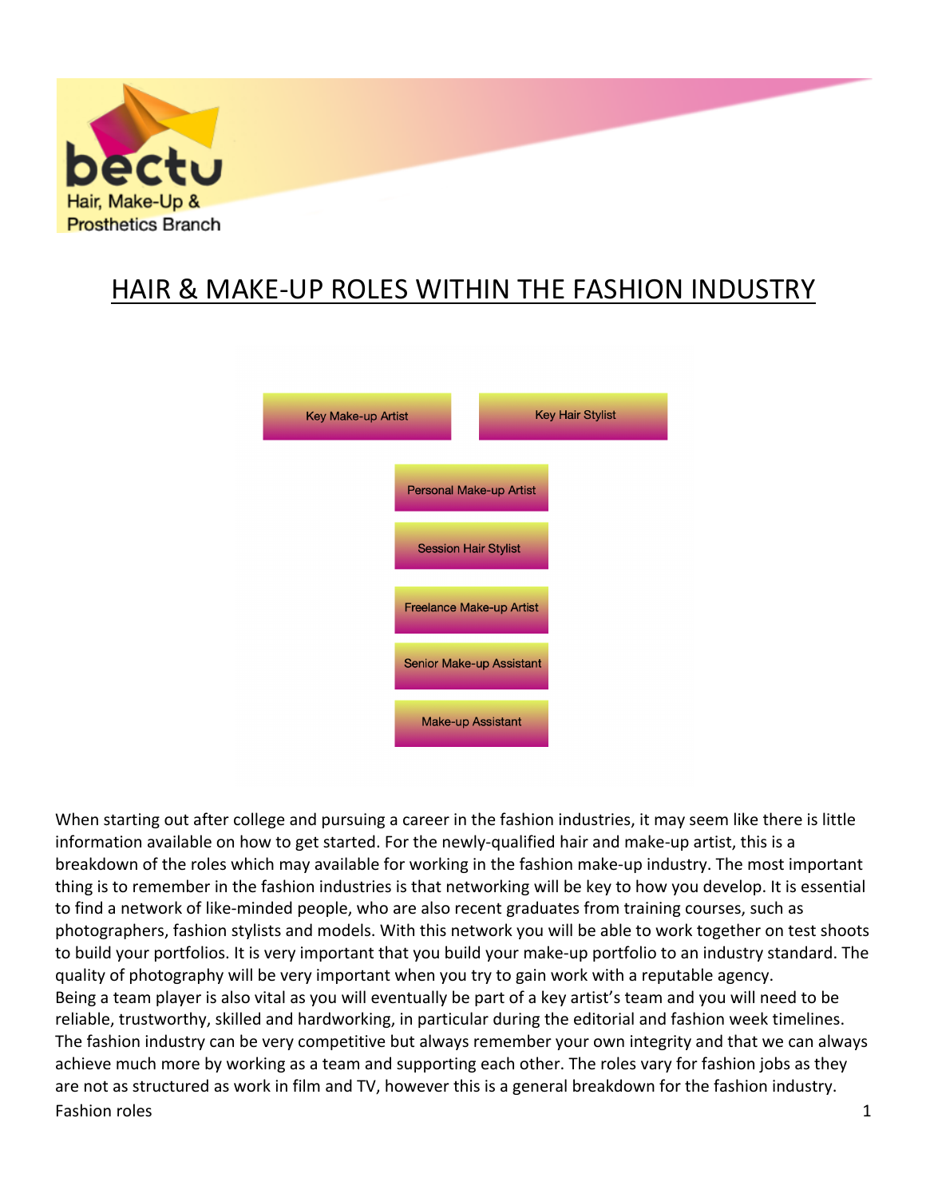bectu
Hair, Make-Up & Prosthetics Branch

# HAIR & MAKE-UP ROLES WITHIN THE FASHION INDUSTRY

- Key Make-up Artist
- Key Hair Stylist
- Personal Make-up Artist
- Session Hair Stylist
- Freelance Make-up Artist
- Senior Make-up Assistant
- Make-up Assistant

When starting out after college and pursuing a career in the fashion industries, it may seem like there is little information available on how to get started. For the newly-qualified hair and make-up artist, this is a breakdown of the roles which may available for working in the fashion make-up industry. The most important thing is to remember in the fashion industries is that networking will be key to how you develop. It is essential to find a network of like-minded people, who are also recent graduates from training courses, such as photographers, fashion stylists and models. With this network you will be able to work together on test shoots to build your portfolios. It is very important that you build your make-up portfolio to an industry standard. The quality of photography will be very important when you try to gain work with a reputable agency.
Being a team player is also vital as you will eventually be part of a key artist's team and you will need to be reliable, trustworthy, skilled and hardworking, in particular during the editorial and fashion week timelines. The fashion industry can be very competitive but always remember your own integrity and that we can always achieve much more by working as a team and supporting each other. The roles vary for fashion jobs as they are not as structured as work in film and TV, however this is a general breakdown for the fashion industry.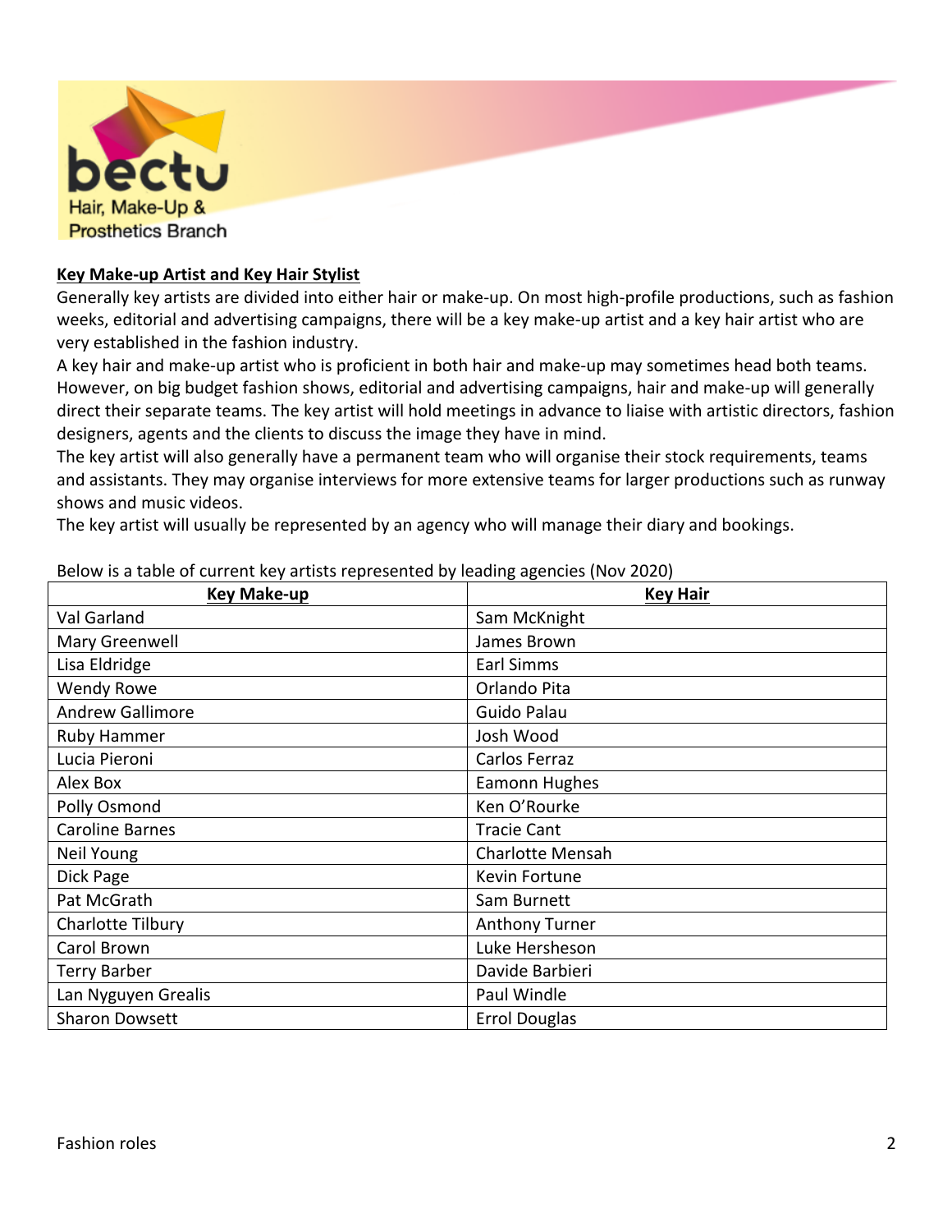**Key Make-up Artist and Key Hair Stylist**

Generally key artists are divided into either hair or make-up. On most high-profile productions, such as fashion weeks, editorial and advertising campaigns, there will be a key make-up artist and a key hair artist who are very established in the fashion industry.

A key hair and make-up artist who is proficient in both hair and make-up may sometimes head both teams. However, on big budget fashion shows, editorial and advertising campaigns, hair and make-up will generally direct their separate teams. The key artist will hold meetings in advance to liaise with artistic directors, fashion designers, agents and the clients to discuss the image they have in mind.

The key artist will also generally have a permanent team who will organise their stock requirements, teams and assistants. They may organise interviews for more extensive teams for larger productions such as runway shows and music videos.

The key artist will usually be represented by an agency who will manage their diary and bookings.

Below is a table of current key artists represented by leading agencies (Nov 2020)

| Key Make-up | Key Hair |
|---|---|
| Val Garland | Sam McKnight |
| Mary Greenwell | James Brown |
| Lisa Eldridge | Earl Simms |
| Wendy Rowe | Orlando Pita |
| Andrew Gallimore | Guido Palau |
| Ruby Hammer | Josh Wood |
| Lucia Pieroni | Carlos Ferraz |
| Alex Box | Eamonn Hughes |
| Polly Osmond | Ken O'Rourke |
| Caroline Barnes | Tracie Cant |
| Neil Young | Charlotte Mensah |
| Dick Page | Kevin Fortune |
| Pat McGrath | Sam Burnett |
| Charlotte Tilbury | Anthony Turner |
| Carol Brown | Luke Hersheson |
| Terry Barber | Davide Barbieri |
| Lan Nyguyen Grealis | Paul Windle |
| Sharon Dowsett | Errol Douglas |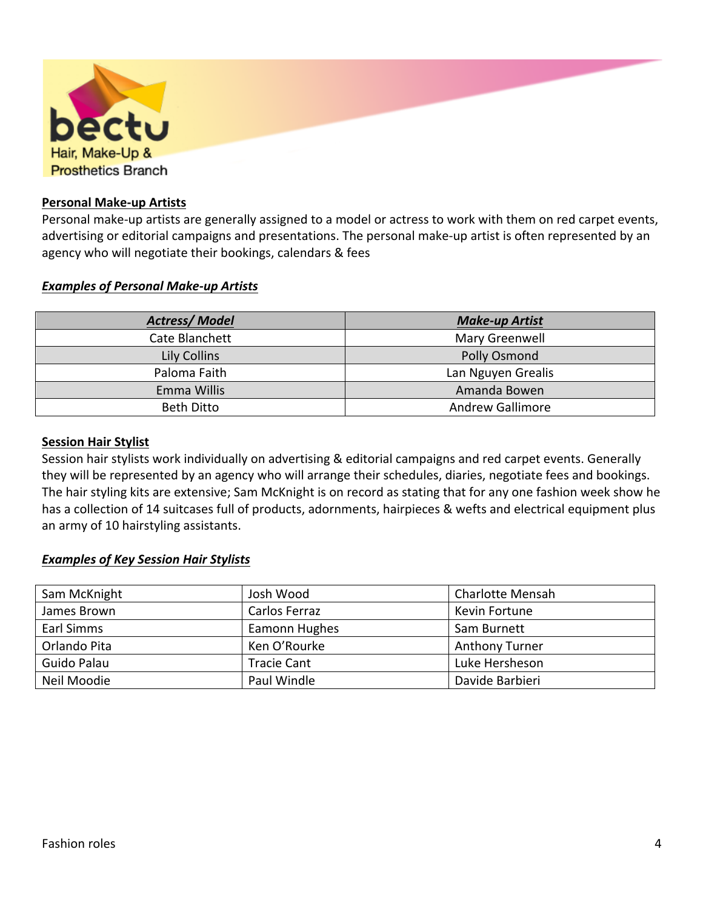bectu
Hair, Make-Up & Prosthetics Branch

**Personal Make-up Artists**

Personal make-up artists are generally assigned to a model or actress to work with them on red carpet events, advertising or editorial campaigns and presentations. The personal make-up artist is often represented by an agency who will negotiate their bookings, calendars & fees

***Examples of Personal Make-up Artists***

| ***Actress/ Model*** | ***Make-up Artist*** |
|---|---|
| Cate Blanchett | Mary Greenwell |
| Lily Collins | Polly Osmond |
| Paloma Faith | Lan Nguyen Grealis |
| Emma Willis | Amanda Bowen |
| Beth Ditto | Andrew Gallimore |

**Session Hair Stylist**

Session hair stylists work individually on advertising & editorial campaigns and red carpet events. Generally they will be represented by an agency who will arrange their schedules, diaries, negotiate fees and bookings. The hair styling kits are extensive; Sam McKnight is on record as stating that for any one fashion week show he has a collection of 14 suitcases full of products, adornments, hairpieces & wefts and electrical equipment plus an army of 10 hairstyling assistants.

***Examples of Key Session Hair Stylists***

| | | |
|---|---|---|
| Sam McKnight | Josh Wood | Charlotte Mensah |
| James Brown | Carlos Ferraz | Kevin Fortune |
| Earl Simms | Eamonn Hughes | Sam Burnett |
| Orlando Pita | Ken O'Rourke | Anthony Turner |
| Guido Palau | Tracie Cant | Luke Hersheson |
| Neil Moodie | Paul Windle | Davide Barbieri |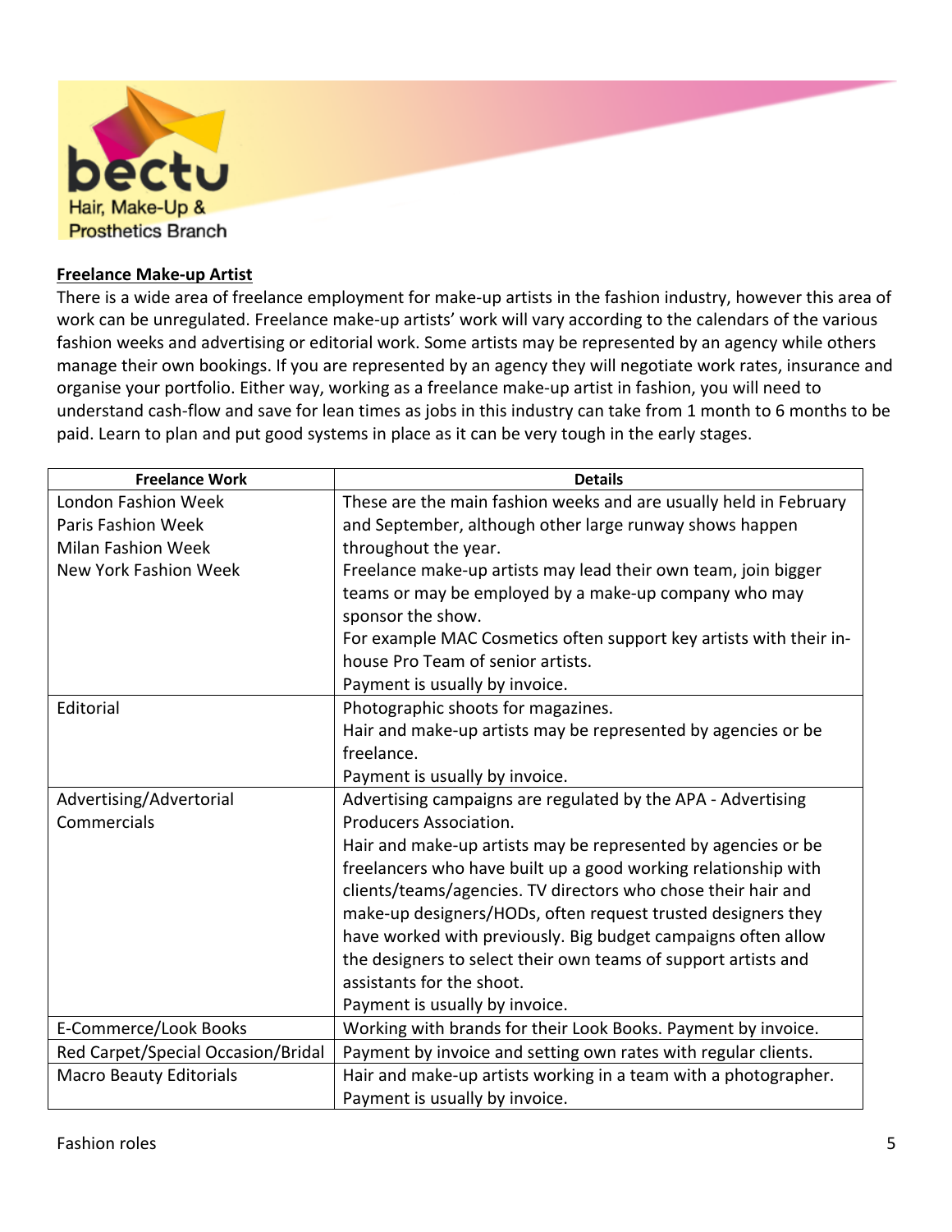## Freelance Make-up Artist

There is a wide area of freelance employment for make-up artists in the fashion industry, however this area of work can be unregulated. Freelance make-up artists' work will vary according to the calendars of the various fashion weeks and advertising or editorial work. Some artists may be represented by an agency while others manage their own bookings. If you are represented by an agency they will negotiate work rates, insurance and organise your portfolio. Either way, working as a freelance make-up artist in fashion, you will need to understand cash-flow and save for lean times as jobs in this industry can take from 1 month to 6 months to be paid. Learn to plan and put good systems in place as it can be very tough in the early stages.

| Freelance Work | Details |
|---|---|
| London Fashion Week<br>Paris Fashion Week<br>Milan Fashion Week<br>New York Fashion Week | These are the main fashion weeks and are usually held in February and September, although other large runway shows happen throughout the year.<br>Freelance make-up artists may lead their own team, join bigger teams or may be employed by a make-up company who may sponsor the show.<br>For example MAC Cosmetics often support key artists with their in-house Pro Team of senior artists.<br>Payment is usually by invoice. |
| Editorial | Photographic shoots for magazines.<br>Hair and make-up artists may be represented by agencies or be freelance.<br>Payment is usually by invoice. |
| Advertising/Advertorial<br>Commercials | Advertising campaigns are regulated by the APA - Advertising Producers Association.<br>Hair and make-up artists may be represented by agencies or be freelancers who have built up a good working relationship with clients/teams/agencies. TV directors who chose their hair and make-up designers/HODs, often request trusted designers they have worked with previously. Big budget campaigns often allow the designers to select their own teams of support artists and assistants for the shoot.<br>Payment is usually by invoice. |
| E-Commerce/Look Books | Working with brands for their Look Books. Payment by invoice. |
| Red Carpet/Special Occasion/Bridal | Payment by invoice and setting own rates with regular clients. |
| Macro Beauty Editorials | Hair and make-up artists working in a team with a photographer.<br>Payment is usually by invoice. |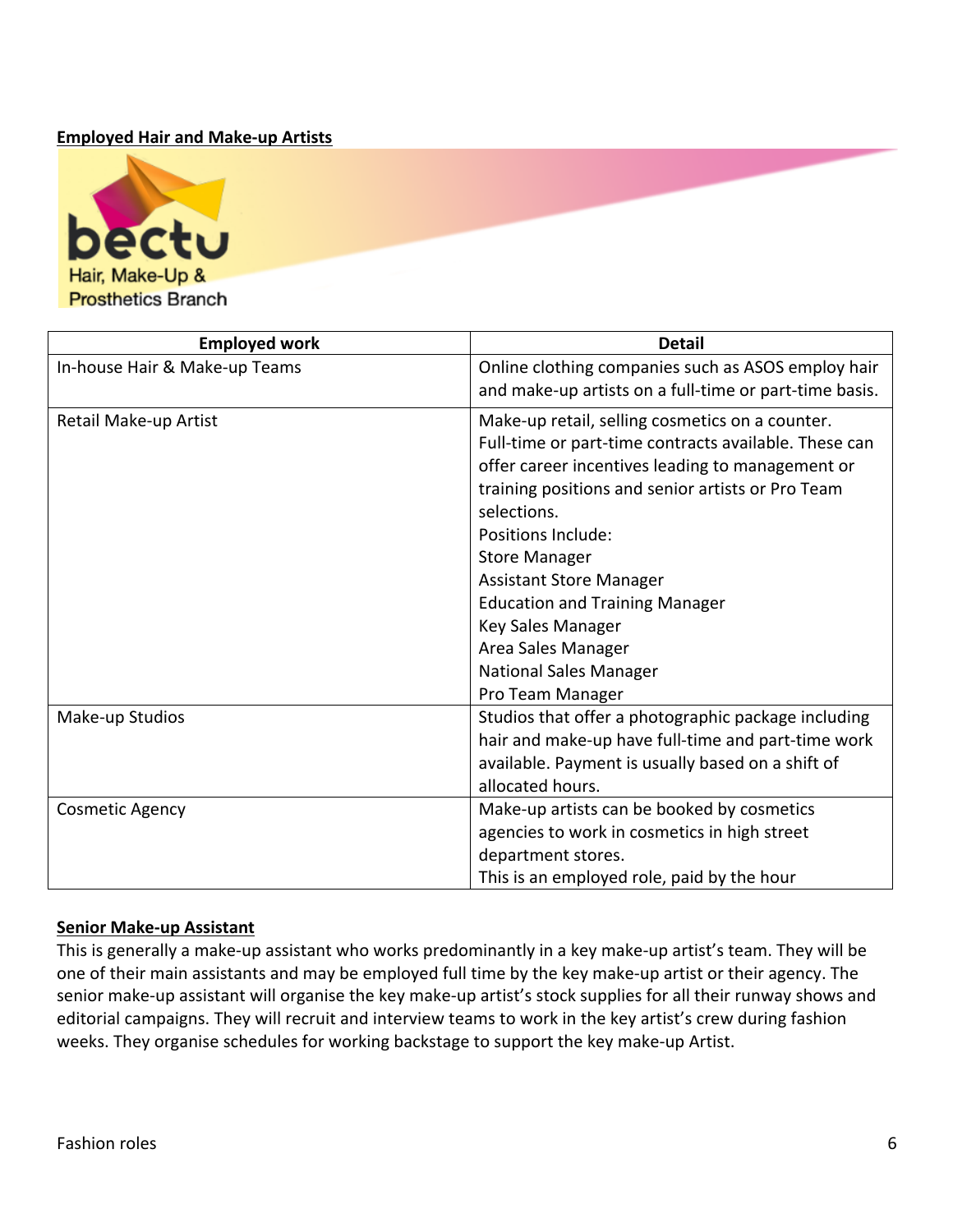**Employed Hair and Make-up Artists**

bectu
Hair, Make-Up & Prosthetics Branch

| Employed work | Detail |
|---|---|
| In-house Hair & Make-up Teams | Online clothing companies such as ASOS employ hair and make-up artists on a full-time or part-time basis. |
| Retail Make-up Artist | Make-up retail, selling cosmetics on a counter. Full-time or part-time contracts available. These can offer career incentives leading to management or training positions and senior artists or Pro Team selections.<br>Positions Include:<br>Store Manager<br>Assistant Store Manager<br>Education and Training Manager<br>Key Sales Manager<br>Area Sales Manager<br>National Sales Manager<br>Pro Team Manager |
| Make-up Studios | Studios that offer a photographic package including hair and make-up have full-time and part-time work available. Payment is usually based on a shift of allocated hours. |
| Cosmetic Agency | Make-up artists can be booked by cosmetics agencies to work in cosmetics in high street department stores.<br>This is an employed role, paid by the hour |

**Senior Make-up Assistant**

This is generally a make-up assistant who works predominantly in a key make-up artist's team. They will be one of their main assistants and may be employed full time by the key make-up artist or their agency. The senior make-up assistant will organise the key make-up artist's stock supplies for all their runway shows and editorial campaigns. They will recruit and interview teams to work in the key artist's crew during fashion weeks. They organise schedules for working backstage to support the key make-up Artist.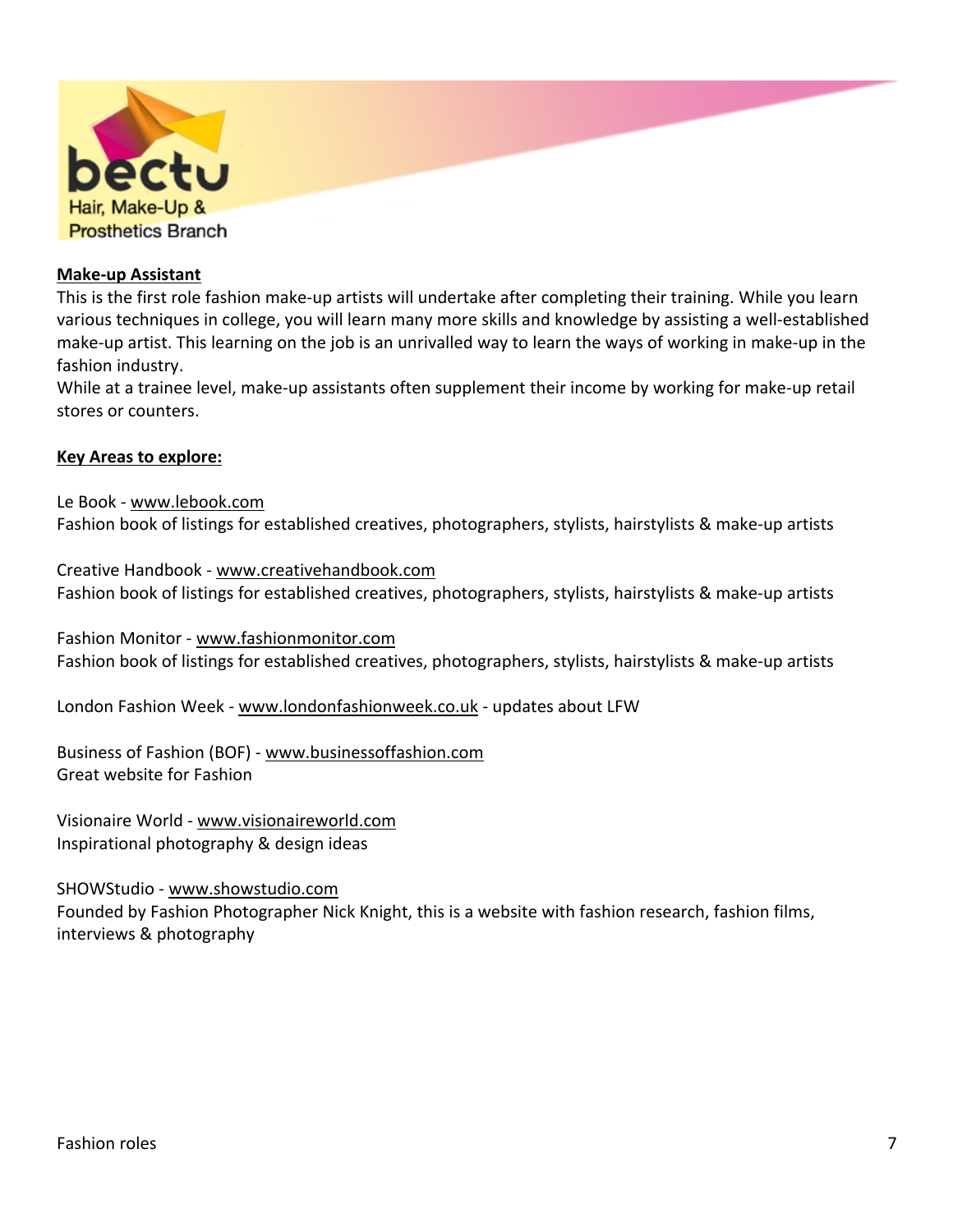**Make-up Assistant**

This is the first role fashion make-up artists will undertake after completing their training. While you learn various techniques in college, you will learn many more skills and knowledge by assisting a well-established make-up artist. This learning on the job is an unrivalled way to learn the ways of working in make-up in the fashion industry.

While at a trainee level, make-up assistants often supplement their income by working for make-up retail stores or counters.

**Key Areas to explore:**

Le Book - www.lebook.com
Fashion book of listings for established creatives, photographers, stylists, hairstylists & make-up artists

Creative Handbook - www.creativehandbook.com
Fashion book of listings for established creatives, photographers, stylists, hairstylists & make-up artists

Fashion Monitor - www.fashionmonitor.com
Fashion book of listings for established creatives, photographers, stylists, hairstylists & make-up artists

London Fashion Week - www.londonfashionweek.co.uk - updates about LFW

Business of Fashion (BOF) - www.businessoffashion.com
Great website for Fashion

Visionaire World - www.visionaireworld.com
Inspirational photography & design ideas

SHOWStudio - www.showstudio.com
Founded by Fashion Photographer Nick Knight, this is a website with fashion research, fashion films, interviews & photography